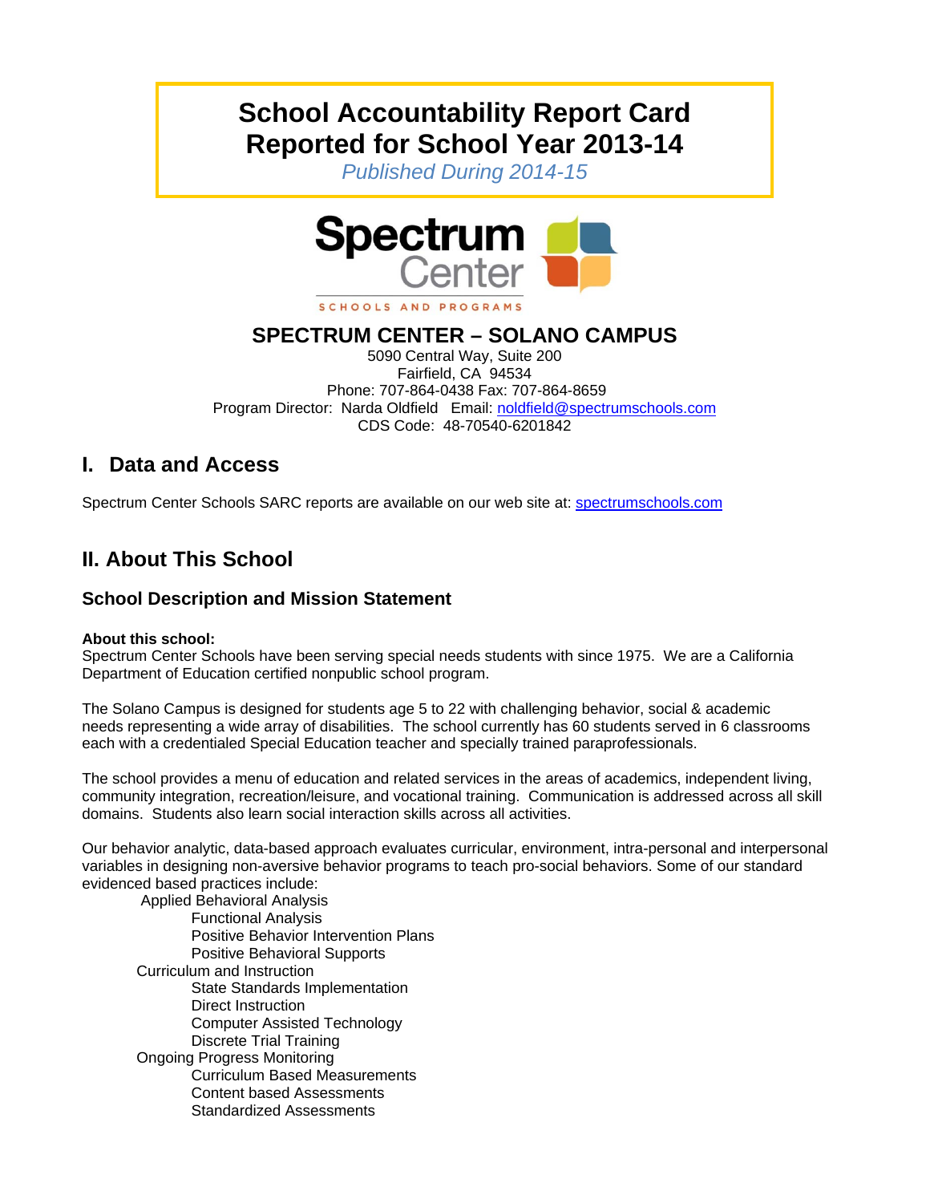# School Accountability Report Card
# Reported for School Year 2013-14

*Published During 2014-15*

Spectrum Center

SCHOOLS AND PROGRAMS

## SPECTRUM CENTER – SOLANO CAMPUS

5090 Central Way, Suite 200
Fairfield, CA 94534
Phone: 707-864-0438 Fax: 707-864-8659
Program Director: Narda Oldfield Email: noldfield@spectrumschools.com
CDS Code: 48-70540-6201842

## I. Data and Access

Spectrum Center Schools SARC reports are available on our web site at: spectrumschools.com

## II. About This School

### School Description and Mission Statement

**About this school:**
Spectrum Center Schools have been serving special needs students with since 1975. We are a California Department of Education certified nonpublic school program.

The Solano Campus is designed for students age 5 to 22 with challenging behavior, social & academic needs representing a wide array of disabilities. The school currently has 60 students served in 6 classrooms each with a credentialed Special Education teacher and specially trained paraprofessionals.

The school provides a menu of education and related services in the areas of academics, independent living, community integration, recreation/leisure, and vocational training. Communication is addressed across all skill domains. Students also learn social interaction skills across all activities.

Our behavior analytic, data-based approach evaluates curricular, environment, intra-personal and interpersonal variables in designing non-aversive behavior programs to teach pro-social behaviors. Some of our standard evidenced based practices include:

- Applied Behavioral Analysis
  - Functional Analysis
  - Positive Behavior Intervention Plans
  - Positive Behavioral Supports
- Curriculum and Instruction
  - State Standards Implementation
  - Direct Instruction
  - Computer Assisted Technology
  - Discrete Trial Training
- Ongoing Progress Monitoring
  - Curriculum Based Measurements
  - Content based Assessments
  - Standardized Assessments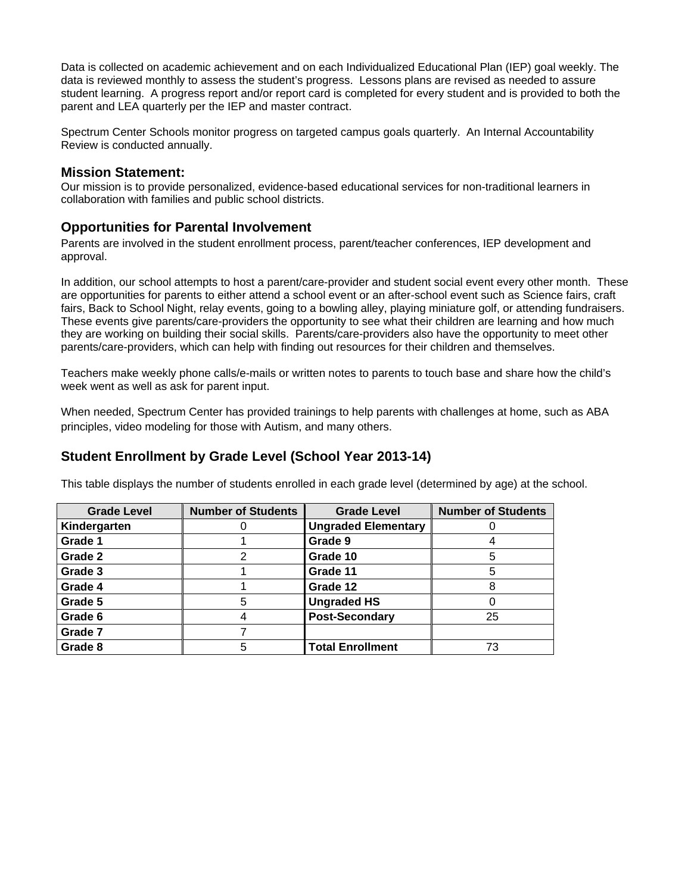Data is collected on academic achievement and on each Individualized Educational Plan (IEP) goal weekly. The data is reviewed monthly to assess the student's progress. Lessons plans are revised as needed to assure student learning. A progress report and/or report card is completed for every student and is provided to both the parent and LEA quarterly per the IEP and master contract.

Spectrum Center Schools monitor progress on targeted campus goals quarterly. An Internal Accountability Review is conducted annually.

## Mission Statement:

Our mission is to provide personalized, evidence-based educational services for non-traditional learners in collaboration with families and public school districts.

## Opportunities for Parental Involvement

Parents are involved in the student enrollment process, parent/teacher conferences, IEP development and approval.

In addition, our school attempts to host a parent/care-provider and student social event every other month. These are opportunities for parents to either attend a school event or an after-school event such as Science fairs, craft fairs, Back to School Night, relay events, going to a bowling alley, playing miniature golf, or attending fundraisers. These events give parents/care-providers the opportunity to see what their children are learning and how much they are working on building their social skills. Parents/care-providers also have the opportunity to meet other parents/care-providers, which can help with finding out resources for their children and themselves.

Teachers make weekly phone calls/e-mails or written notes to parents to touch base and share how the child's week went as well as ask for parent input.

When needed, Spectrum Center has provided trainings to help parents with challenges at home, such as ABA principles, video modeling for those with Autism, and many others.

## Student Enrollment by Grade Level (School Year 2013-14)

This table displays the number of students enrolled in each grade level (determined by age) at the school.

| Grade Level | Number of Students | Grade Level | Number of Students |
|---|---|---|---|
| **Kindergarten** | 0 | **Ungraded Elementary** | 0 |
| **Grade 1** | 1 | **Grade 9** | 4 |
| **Grade 2** | 2 | **Grade 10** | 5 |
| **Grade 3** | 1 | **Grade 11** | 5 |
| **Grade 4** | 1 | **Grade 12** | 8 |
| **Grade 5** | 5 | **Ungraded HS** | 0 |
| **Grade 6** | 4 | **Post-Secondary** | 25 |
| **Grade 7** | 7 | | |
| **Grade 8** | 5 | **Total Enrollment** | 73 |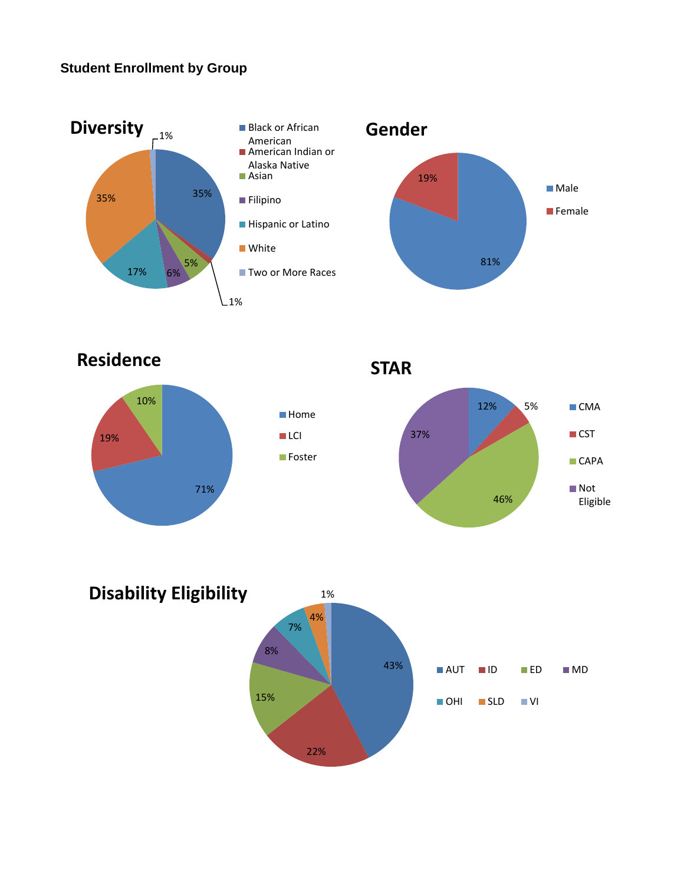**Student Enrollment by Group**

## Diversity

| Group | Percent |
| --- | --- |
| Black or African American | 35% |
| American Indian or Alaska Native | 1% |
| Asian | 5% |
| Filipino | 6% |
| Hispanic or Latino | 17% |
| White | 35% |
| Two or More Races | 1% |

## Gender

| Group | Percent |
| --- | --- |
| Male | 81% |
| Female | 19% |

## Residence

| Group | Percent |
| --- | --- |
| Home | 71% |
| LCI | 19% |
| Foster | 10% |

## STAR

| Group | Percent |
| --- | --- |
| CMA | 12% |
| CST | 5% |
| CAPA | 46% |
| Not Eligible | 37% |

## Disability Eligibility

| Group | Percent |
| --- | --- |
| AUT | 43% |
| ID | 22% |
| ED | 15% |
| MD | 8% |
| OHI | 7% |
| SLD | 4% |
| VI | 1% |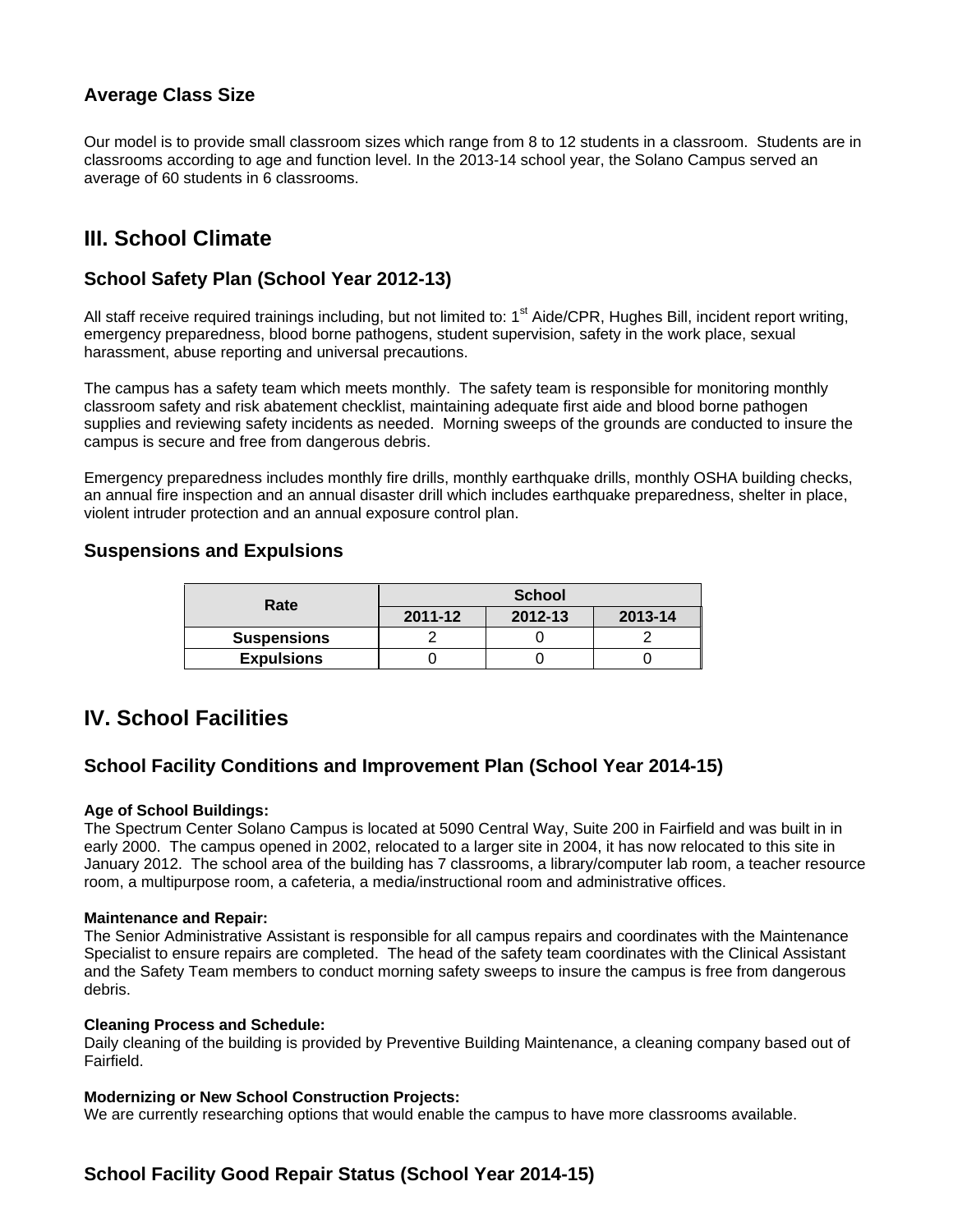### Average Class Size

Our model is to provide small classroom sizes which range from 8 to 12 students in a classroom. Students are in classrooms according to age and function level. In the 2013-14 school year, the Solano Campus served an average of 60 students in 6 classrooms.

## III. School Climate

### School Safety Plan (School Year 2012-13)

All staff receive required trainings including, but not limited to: 1st Aide/CPR, Hughes Bill, incident report writing, emergency preparedness, blood borne pathogens, student supervision, safety in the work place, sexual harassment, abuse reporting and universal precautions.

The campus has a safety team which meets monthly. The safety team is responsible for monitoring monthly classroom safety and risk abatement checklist, maintaining adequate first aide and blood borne pathogen supplies and reviewing safety incidents as needed. Morning sweeps of the grounds are conducted to insure the campus is secure and free from dangerous debris.

Emergency preparedness includes monthly fire drills, monthly earthquake drills, monthly OSHA building checks, an annual fire inspection and an annual disaster drill which includes earthquake preparedness, shelter in place, violent intruder protection and an annual exposure control plan.

### Suspensions and Expulsions

| Rate | School | | |
|---|---|---|---|
| | 2011-12 | 2012-13 | 2013-14 |
| Suspensions | 2 | 0 | 2 |
| Expulsions | 0 | 0 | 0 |

## IV. School Facilities

### School Facility Conditions and Improvement Plan (School Year 2014-15)

**Age of School Buildings:**
The Spectrum Center Solano Campus is located at 5090 Central Way, Suite 200 in Fairfield and was built in in early 2000. The campus opened in 2002, relocated to a larger site in 2004, it has now relocated to this site in January 2012. The school area of the building has 7 classrooms, a library/computer lab room, a teacher resource room, a multipurpose room, a cafeteria, a media/instructional room and administrative offices.

**Maintenance and Repair:**
The Senior Administrative Assistant is responsible for all campus repairs and coordinates with the Maintenance Specialist to ensure repairs are completed. The head of the safety team coordinates with the Clinical Assistant and the Safety Team members to conduct morning safety sweeps to insure the campus is free from dangerous debris.

**Cleaning Process and Schedule:**
Daily cleaning of the building is provided by Preventive Building Maintenance, a cleaning company based out of Fairfield.

**Modernizing or New School Construction Projects:**
We are currently researching options that would enable the campus to have more classrooms available.

### School Facility Good Repair Status (School Year 2014-15)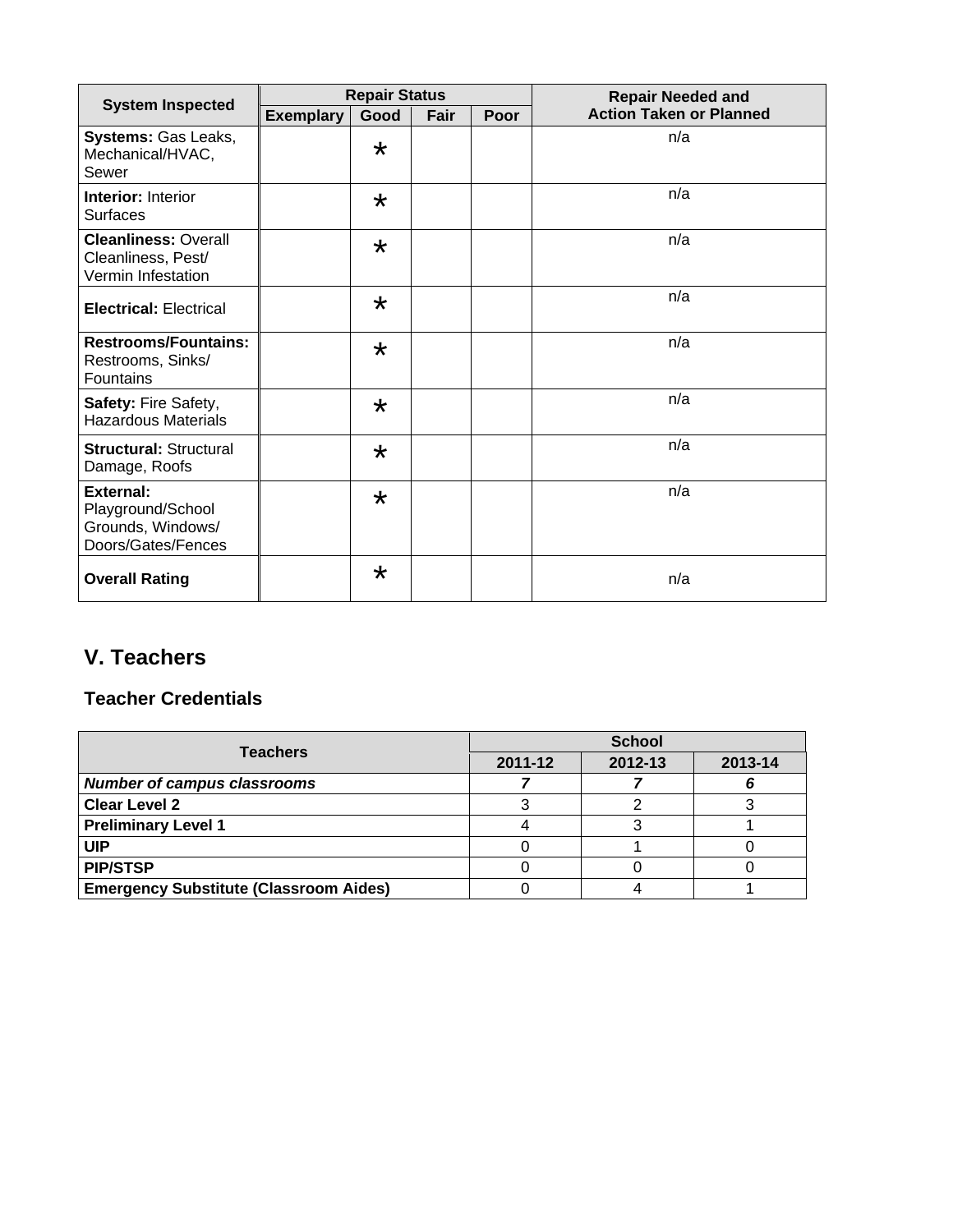| System Inspected | Repair Status | | | | Repair Needed and Action Taken or Planned |
|---|---|---|---|---|---|
| | Exemplary | Good | Fair | Poor | |
| **Systems:** Gas Leaks, Mechanical/HVAC, Sewer | | * | | | n/a |
| **Interior:** Interior Surfaces | | * | | | n/a |
| **Cleanliness:** Overall Cleanliness, Pest/ Vermin Infestation | | * | | | n/a |
| **Electrical:** Electrical | | * | | | n/a |
| **Restrooms/Fountains:** Restrooms, Sinks/ Fountains | | * | | | n/a |
| **Safety:** Fire Safety, Hazardous Materials | | * | | | n/a |
| **Structural:** Structural Damage, Roofs | | * | | | n/a |
| **External:** Playground/School Grounds, Windows/ Doors/Gates/Fences | | * | | | n/a |
| **Overall Rating** | | * | | | n/a |

## V. Teachers

### Teacher Credentials

| Teachers | School | | |
|---|---|---|---|
| | 2011-12 | 2012-13 | 2013-14 |
| ***Number of campus classrooms*** | ***7*** | ***7*** | ***6*** |
| **Clear Level 2** | 3 | 2 | 3 |
| **Preliminary Level 1** | 4 | 3 | 1 |
| **UIP** | 0 | 1 | 0 |
| **PIP/STSP** | 0 | 0 | 0 |
| **Emergency Substitute (Classroom Aides)** | 0 | 4 | 1 |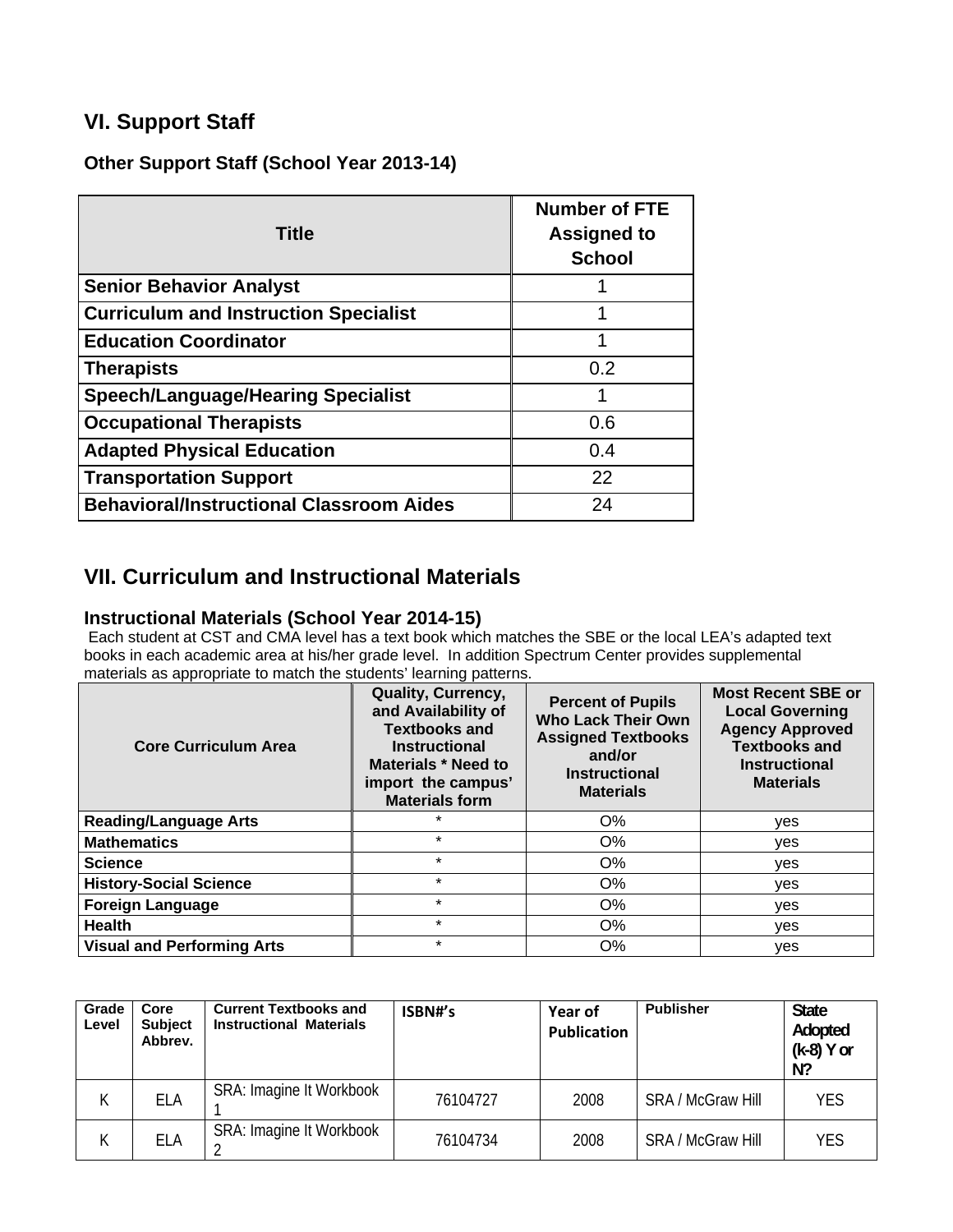## VI. Support Staff

### Other Support Staff (School Year 2013-14)

| Title | Number of FTE Assigned to School |
|---|---|
| **Senior Behavior Analyst** | 1 |
| **Curriculum and Instruction Specialist** | 1 |
| **Education Coordinator** | 1 |
| **Therapists** | 0.2 |
| **Speech/Language/Hearing Specialist** | 1 |
| **Occupational Therapists** | 0.6 |
| **Adapted Physical Education** | 0.4 |
| **Transportation Support** | 22 |
| **Behavioral/Instructional Classroom Aides** | 24 |

## VII. Curriculum and Instructional Materials

### Instructional Materials (School Year 2014-15)

Each student at CST and CMA level has a text book which matches the SBE or the local LEA's adapted text books in each academic area at his/her grade level. In addition Spectrum Center provides supplemental materials as appropriate to match the students' learning patterns.

| Core Curriculum Area | Quality, Currency, and Availability of Textbooks and Instructional Materials * Need to import the campus' Materials form | Percent of Pupils Who Lack Their Own Assigned Textbooks and/or Instructional Materials | Most Recent SBE or Local Governing Agency Approved Textbooks and Instructional Materials |
|---|---|---|---|
| **Reading/Language Arts** | * | O% | yes |
| **Mathematics** | * | O% | yes |
| **Science** | * | O% | yes |
| **History-Social Science** | * | O% | yes |
| **Foreign Language** | * | O% | yes |
| **Health** | * | O% | yes |
| **Visual and Performing Arts** | * | O% | yes |

| Grade Level | Core Subject Abbrev. | Current Textbooks and Instructional Materials | ISBN#'s | Year of Publication | Publisher | State Adopted (k-8) Y or N? |
|---|---|---|---|---|---|---|
| K | ELA | SRA: Imagine It Workbook 1 | 76104727 | 2008 | SRA / McGraw Hill | YES |
| K | ELA | SRA: Imagine It Workbook 2 | 76104734 | 2008 | SRA / McGraw Hill | YES |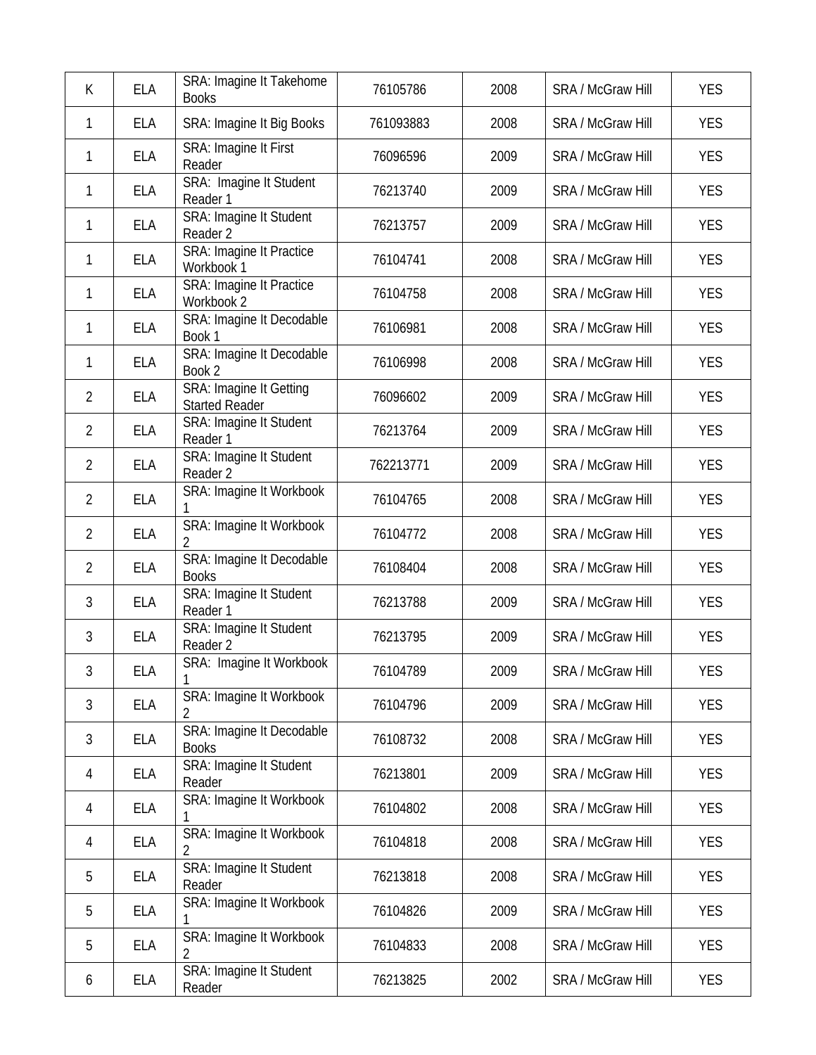| | | | | | | |
|---|---|---|---|---|---|---|
| K | ELA | SRA: Imagine It Takehome Books | 76105786 | 2008 | SRA / McGraw Hill | YES |
| 1 | ELA | SRA: Imagine It Big Books | 761093883 | 2008 | SRA / McGraw Hill | YES |
| 1 | ELA | SRA: Imagine It First Reader | 76096596 | 2009 | SRA / McGraw Hill | YES |
| 1 | ELA | SRA: Imagine It Student Reader 1 | 76213740 | 2009 | SRA / McGraw Hill | YES |
| 1 | ELA | SRA: Imagine It Student Reader 2 | 76213757 | 2009 | SRA / McGraw Hill | YES |
| 1 | ELA | SRA: Imagine It Practice Workbook 1 | 76104741 | 2008 | SRA / McGraw Hill | YES |
| 1 | ELA | SRA: Imagine It Practice Workbook 2 | 76104758 | 2008 | SRA / McGraw Hill | YES |
| 1 | ELA | SRA: Imagine It Decodable Book 1 | 76106981 | 2008 | SRA / McGraw Hill | YES |
| 1 | ELA | SRA: Imagine It Decodable Book 2 | 76106998 | 2008 | SRA / McGraw Hill | YES |
| 2 | ELA | SRA: Imagine It Getting Started Reader | 76096602 | 2009 | SRA / McGraw Hill | YES |
| 2 | ELA | SRA: Imagine It Student Reader 1 | 76213764 | 2009 | SRA / McGraw Hill | YES |
| 2 | ELA | SRA: Imagine It Student Reader 2 | 762213771 | 2009 | SRA / McGraw Hill | YES |
| 2 | ELA | SRA: Imagine It Workbook 1 | 76104765 | 2008 | SRA / McGraw Hill | YES |
| 2 | ELA | SRA: Imagine It Workbook 2 | 76104772 | 2008 | SRA / McGraw Hill | YES |
| 2 | ELA | SRA: Imagine It Decodable Books | 76108404 | 2008 | SRA / McGraw Hill | YES |
| 3 | ELA | SRA: Imagine It Student Reader 1 | 76213788 | 2009 | SRA / McGraw Hill | YES |
| 3 | ELA | SRA: Imagine It Student Reader 2 | 76213795 | 2009 | SRA / McGraw Hill | YES |
| 3 | ELA | SRA: Imagine It Workbook 1 | 76104789 | 2009 | SRA / McGraw Hill | YES |
| 3 | ELA | SRA: Imagine It Workbook 2 | 76104796 | 2009 | SRA / McGraw Hill | YES |
| 3 | ELA | SRA: Imagine It Decodable Books | 76108732 | 2008 | SRA / McGraw Hill | YES |
| 4 | ELA | SRA: Imagine It Student Reader | 76213801 | 2009 | SRA / McGraw Hill | YES |
| 4 | ELA | SRA: Imagine It Workbook 1 | 76104802 | 2008 | SRA / McGraw Hill | YES |
| 4 | ELA | SRA: Imagine It Workbook 2 | 76104818 | 2008 | SRA / McGraw Hill | YES |
| 5 | ELA | SRA: Imagine It Student Reader | 76213818 | 2008 | SRA / McGraw Hill | YES |
| 5 | ELA | SRA: Imagine It Workbook 1 | 76104826 | 2009 | SRA / McGraw Hill | YES |
| 5 | ELA | SRA: Imagine It Workbook 2 | 76104833 | 2008 | SRA / McGraw Hill | YES |
| 6 | ELA | SRA: Imagine It Student Reader | 76213825 | 2002 | SRA / McGraw Hill | YES |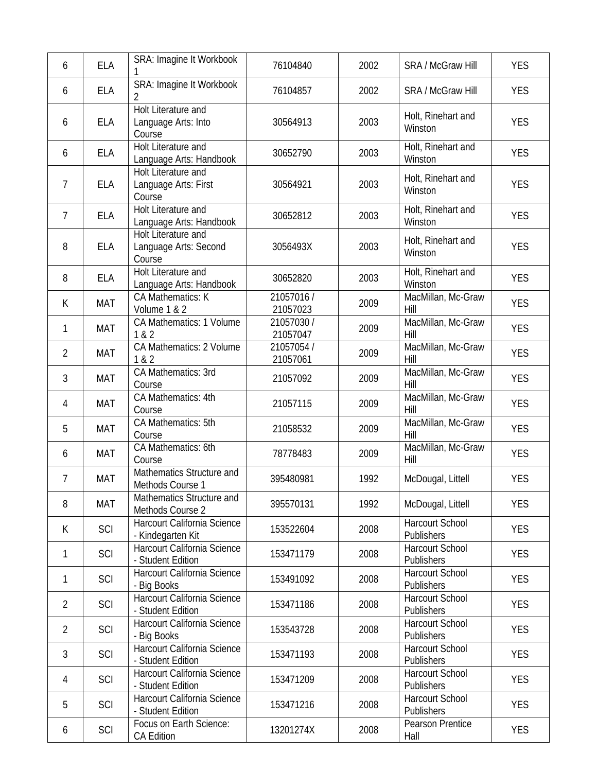| | | | | | | |
|---|---|---|---|---|---|---|
| 6 | ELA | SRA: Imagine It Workbook 1 | 76104840 | 2002 | SRA / McGraw Hill | YES |
| 6 | ELA | SRA: Imagine It Workbook 2 | 76104857 | 2002 | SRA / McGraw Hill | YES |
| 6 | ELA | Holt Literature and Language Arts: Into Course | 30564913 | 2003 | Holt, Rinehart and Winston | YES |
| 6 | ELA | Holt Literature and Language Arts: Handbook | 30652790 | 2003 | Holt, Rinehart and Winston | YES |
| 7 | ELA | Holt Literature and Language Arts: First Course | 30564921 | 2003 | Holt, Rinehart and Winston | YES |
| 7 | ELA | Holt Literature and Language Arts: Handbook | 30652812 | 2003 | Holt, Rinehart and Winston | YES |
| 8 | ELA | Holt Literature and Language Arts: Second Course | 3056493X | 2003 | Holt, Rinehart and Winston | YES |
| 8 | ELA | Holt Literature and Language Arts: Handbook | 30652820 | 2003 | Holt, Rinehart and Winston | YES |
| K | MAT | CA Mathematics: K Volume 1 & 2 | 21057016 / 21057023 | 2009 | MacMillan, Mc-Graw Hill | YES |
| 1 | MAT | CA Mathematics: 1 Volume 1 & 2 | 21057030 / 21057047 | 2009 | MacMillan, Mc-Graw Hill | YES |
| 2 | MAT | CA Mathematics: 2 Volume 1 & 2 | 21057054 / 21057061 | 2009 | MacMillan, Mc-Graw Hill | YES |
| 3 | MAT | CA Mathematics: 3rd Course | 21057092 | 2009 | MacMillan, Mc-Graw Hill | YES |
| 4 | MAT | CA Mathematics: 4th Course | 21057115 | 2009 | MacMillan, Mc-Graw Hill | YES |
| 5 | MAT | CA Mathematics: 5th Course | 21058532 | 2009 | MacMillan, Mc-Graw Hill | YES |
| 6 | MAT | CA Mathematics: 6th Course | 78778483 | 2009 | MacMillan, Mc-Graw Hill | YES |
| 7 | MAT | Mathematics Structure and Methods Course 1 | 395480981 | 1992 | McDougal, Littell | YES |
| 8 | MAT | Mathematics Structure and Methods Course 2 | 395570131 | 1992 | McDougal, Littell | YES |
| K | SCI | Harcourt California Science - Kindergarten Kit | 153522604 | 2008 | Harcourt School Publishers | YES |
| 1 | SCI | Harcourt California Science - Student Edition | 153471179 | 2008 | Harcourt School Publishers | YES |
| 1 | SCI | Harcourt California Science - Big Books | 153491092 | 2008 | Harcourt School Publishers | YES |
| 2 | SCI | Harcourt California Science - Student Edition | 153471186 | 2008 | Harcourt School Publishers | YES |
| 2 | SCI | Harcourt California Science - Big Books | 153543728 | 2008 | Harcourt School Publishers | YES |
| 3 | SCI | Harcourt California Science - Student Edition | 153471193 | 2008 | Harcourt School Publishers | YES |
| 4 | SCI | Harcourt California Science - Student Edition | 153471209 | 2008 | Harcourt School Publishers | YES |
| 5 | SCI | Harcourt California Science - Student Edition | 153471216 | 2008 | Harcourt School Publishers | YES |
| 6 | SCI | Focus on Earth Science: CA Edition | 13201274X | 2008 | Pearson Prentice Hall | YES |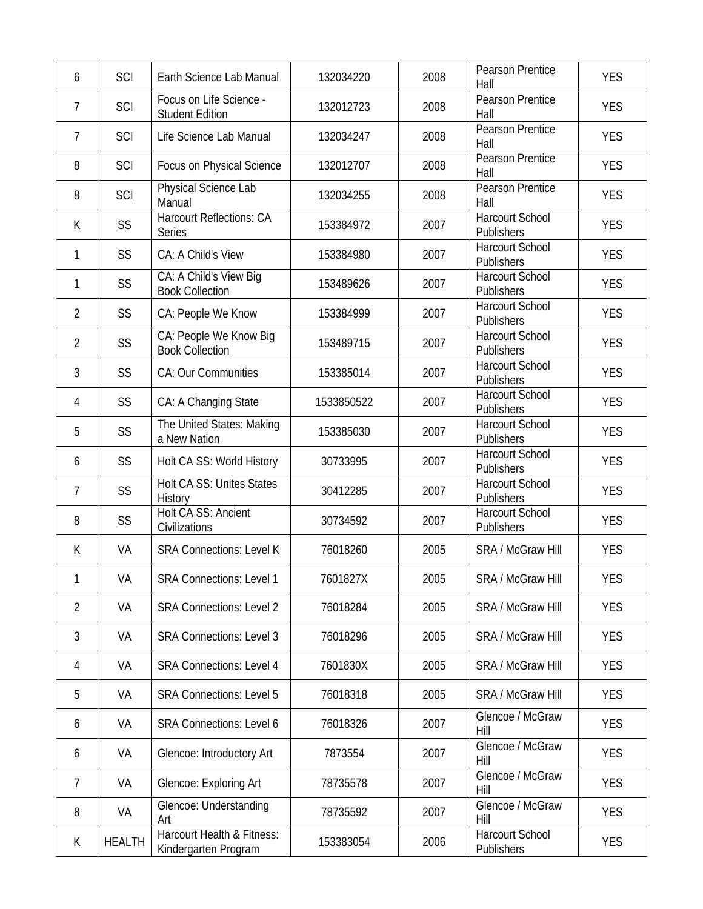| | | | | | | |
|---|---|---|---|---|---|---|
| 6 | SCI | Earth Science Lab Manual | 132034220 | 2008 | Pearson Prentice Hall | YES |
| 7 | SCI | Focus on Life Science - Student Edition | 132012723 | 2008 | Pearson Prentice Hall | YES |
| 7 | SCI | Life Science Lab Manual | 132034247 | 2008 | Pearson Prentice Hall | YES |
| 8 | SCI | Focus on Physical Science | 132012707 | 2008 | Pearson Prentice Hall | YES |
| 8 | SCI | Physical Science Lab Manual | 132034255 | 2008 | Pearson Prentice Hall | YES |
| K | SS | Harcourt Reflections: CA Series | 153384972 | 2007 | Harcourt School Publishers | YES |
| 1 | SS | CA: A Child's View | 153384980 | 2007 | Harcourt School Publishers | YES |
| 1 | SS | CA: A Child's View Big Book Collection | 153489626 | 2007 | Harcourt School Publishers | YES |
| 2 | SS | CA: People We Know | 153384999 | 2007 | Harcourt School Publishers | YES |
| 2 | SS | CA: People We Know Big Book Collection | 153489715 | 2007 | Harcourt School Publishers | YES |
| 3 | SS | CA: Our Communities | 153385014 | 2007 | Harcourt School Publishers | YES |
| 4 | SS | CA: A Changing State | 1533850522 | 2007 | Harcourt School Publishers | YES |
| 5 | SS | The United States: Making a New Nation | 153385030 | 2007 | Harcourt School Publishers | YES |
| 6 | SS | Holt CA SS: World History | 30733995 | 2007 | Harcourt School Publishers | YES |
| 7 | SS | Holt CA SS: Unites States History | 30412285 | 2007 | Harcourt School Publishers | YES |
| 8 | SS | Holt CA SS: Ancient Civilizations | 30734592 | 2007 | Harcourt School Publishers | YES |
| K | VA | SRA Connections: Level K | 76018260 | 2005 | SRA / McGraw Hill | YES |
| 1 | VA | SRA Connections: Level 1 | 7601827X | 2005 | SRA / McGraw Hill | YES |
| 2 | VA | SRA Connections: Level 2 | 76018284 | 2005 | SRA / McGraw Hill | YES |
| 3 | VA | SRA Connections: Level 3 | 76018296 | 2005 | SRA / McGraw Hill | YES |
| 4 | VA | SRA Connections: Level 4 | 7601830X | 2005 | SRA / McGraw Hill | YES |
| 5 | VA | SRA Connections: Level 5 | 76018318 | 2005 | SRA / McGraw Hill | YES |
| 6 | VA | SRA Connections: Level 6 | 76018326 | 2007 | Glencoe / McGraw Hill | YES |
| 6 | VA | Glencoe: Introductory Art | 7873554 | 2007 | Glencoe / McGraw Hill | YES |
| 7 | VA | Glencoe: Exploring Art | 78735578 | 2007 | Glencoe / McGraw Hill | YES |
| 8 | VA | Glencoe: Understanding Art | 78735592 | 2007 | Glencoe / McGraw Hill | YES |
| K | HEALTH | Harcourt Health & Fitness: Kindergarten Program | 153383054 | 2006 | Harcourt School Publishers | YES |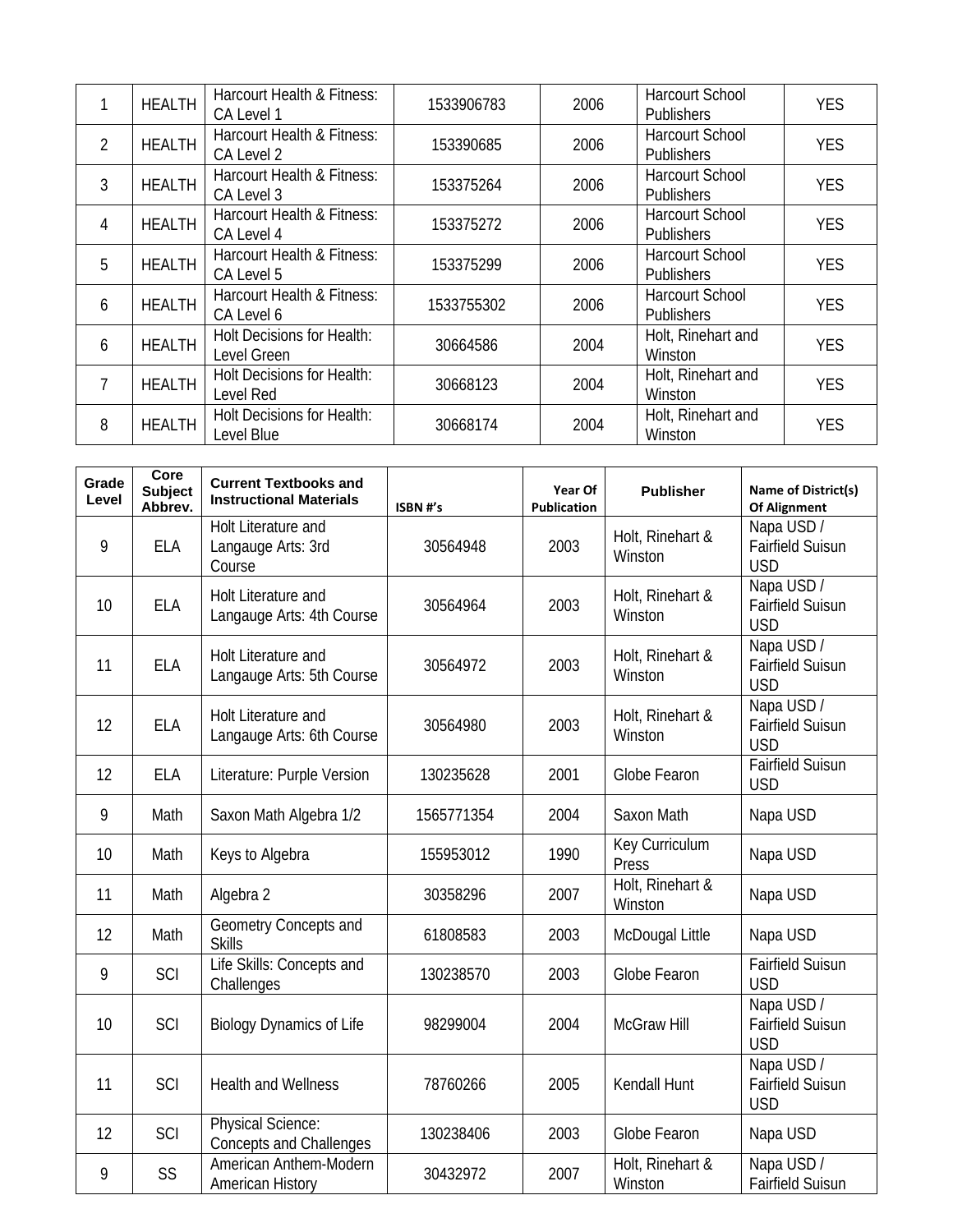| | | | | | | |
|---|---|---|---|---|---|---|
| 1 | HEALTH | Harcourt Health & Fitness: CA Level 1 | 1533906783 | 2006 | Harcourt School Publishers | YES |
| 2 | HEALTH | Harcourt Health & Fitness: CA Level 2 | 153390685 | 2006 | Harcourt School Publishers | YES |
| 3 | HEALTH | Harcourt Health & Fitness: CA Level 3 | 153375264 | 2006 | Harcourt School Publishers | YES |
| 4 | HEALTH | Harcourt Health & Fitness: CA Level 4 | 153375272 | 2006 | Harcourt School Publishers | YES |
| 5 | HEALTH | Harcourt Health & Fitness: CA Level 5 | 153375299 | 2006 | Harcourt School Publishers | YES |
| 6 | HEALTH | Harcourt Health & Fitness: CA Level 6 | 1533755302 | 2006 | Harcourt School Publishers | YES |
| 6 | HEALTH | Holt Decisions for Health: Level Green | 30664586 | 2004 | Holt, Rinehart and Winston | YES |
| 7 | HEALTH | Holt Decisions for Health: Level Red | 30668123 | 2004 | Holt, Rinehart and Winston | YES |
| 8 | HEALTH | Holt Decisions for Health: Level Blue | 30668174 | 2004 | Holt, Rinehart and Winston | YES |

| Grade Level | Core Subject Abbrev. | Current Textbooks and Instructional Materials | ISBN #'s | Year Of Publication | Publisher | Name of District(s) Of Alignment |
|---|---|---|---|---|---|---|
| 9 | ELA | Holt Literature and Langauge Arts: 3rd Course | 30564948 | 2003 | Holt, Rinehart & Winston | Napa USD / Fairfield Suisun USD |
| 10 | ELA | Holt Literature and Langauge Arts: 4th Course | 30564964 | 2003 | Holt, Rinehart & Winston | Napa USD / Fairfield Suisun USD |
| 11 | ELA | Holt Literature and Langauge Arts: 5th Course | 30564972 | 2003 | Holt, Rinehart & Winston | Napa USD / Fairfield Suisun USD |
| 12 | ELA | Holt Literature and Langauge Arts: 6th Course | 30564980 | 2003 | Holt, Rinehart & Winston | Napa USD / Fairfield Suisun USD |
| 12 | ELA | Literature: Purple Version | 130235628 | 2001 | Globe Fearon | Fairfield Suisun USD |
| 9 | Math | Saxon Math Algebra 1/2 | 1565771354 | 2004 | Saxon Math | Napa USD |
| 10 | Math | Keys to Algebra | 155953012 | 1990 | Key Curriculum Press | Napa USD |
| 11 | Math | Algebra 2 | 30358296 | 2007 | Holt, Rinehart & Winston | Napa USD |
| 12 | Math | Geometry Concepts and Skills | 61808583 | 2003 | McDougal Little | Napa USD |
| 9 | SCI | Life Skills: Concepts and Challenges | 130238570 | 2003 | Globe Fearon | Fairfield Suisun USD |
| 10 | SCI | Biology Dynamics of Life | 98299004 | 2004 | McGraw Hill | Napa USD / Fairfield Suisun USD |
| 11 | SCI | Health and Wellness | 78760266 | 2005 | Kendall Hunt | Napa USD / Fairfield Suisun USD |
| 12 | SCI | Physical Science: Concepts and Challenges | 130238406 | 2003 | Globe Fearon | Napa USD |
| 9 | SS | American Anthem-Modern American History | 30432972 | 2007 | Holt, Rinehart & Winston | Napa USD / Fairfield Suisun |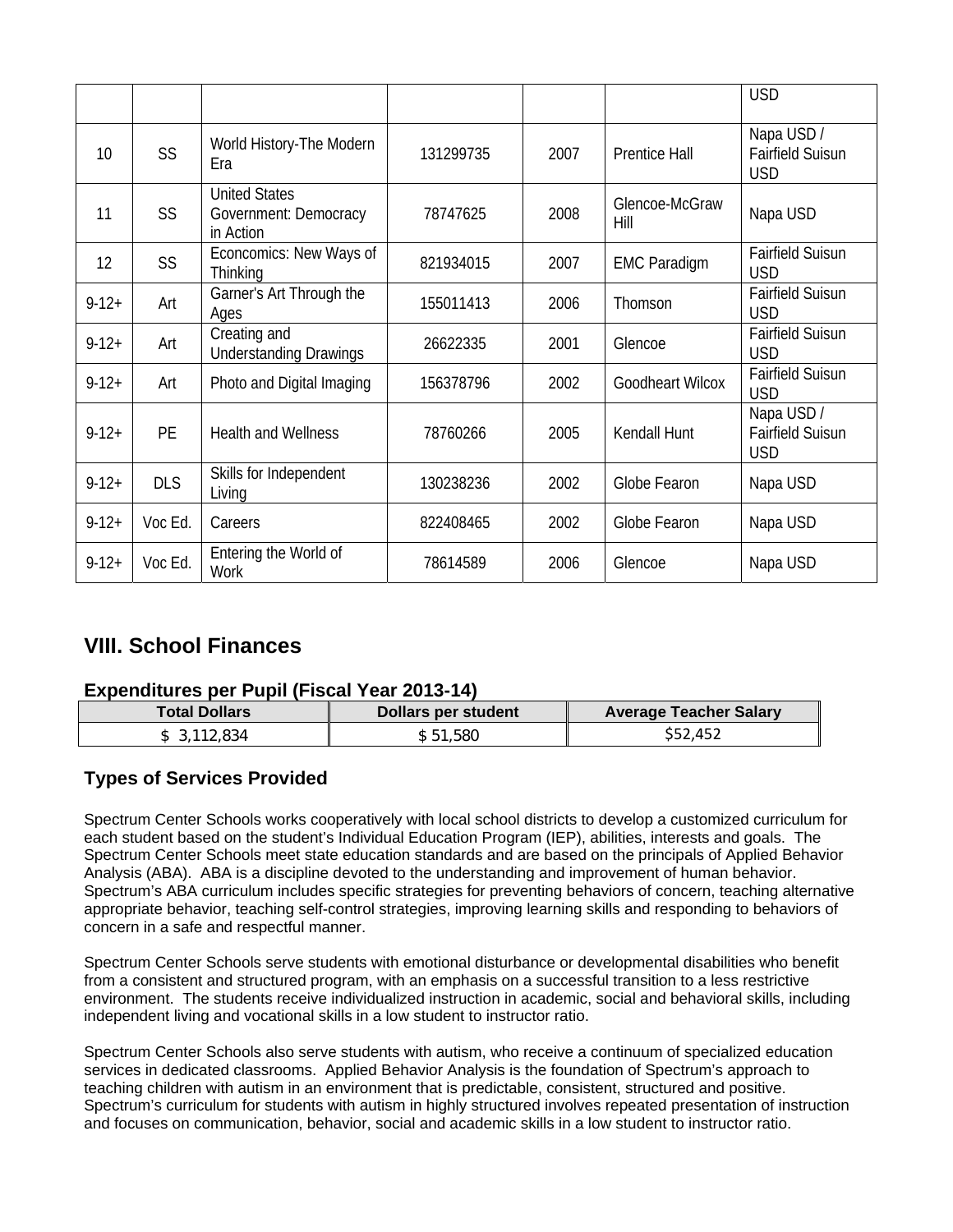| | | | | | | |
|---|---|---|---|---|---|---|
| | | | | | | USD |
| 10 | SS | World History-The Modern Era | 131299735 | 2007 | Prentice Hall | Napa USD / Fairfield Suisun USD |
| 11 | SS | United States Government: Democracy in Action | 78747625 | 2008 | Glencoe-McGraw Hill | Napa USD |
| 12 | SS | Econcomics: New Ways of Thinking | 821934015 | 2007 | EMC Paradigm | Fairfield Suisun USD |
| 9-12+ | Art | Garner's Art Through the Ages | 155011413 | 2006 | Thomson | Fairfield Suisun USD |
| 9-12+ | Art | Creating and Understanding Drawings | 26622335 | 2001 | Glencoe | Fairfield Suisun USD |
| 9-12+ | Art | Photo and Digital Imaging | 156378796 | 2002 | Goodheart Wilcox | Fairfield Suisun USD |
| 9-12+ | PE | Health and Wellness | 78760266 | 2005 | Kendall Hunt | Napa USD / Fairfield Suisun USD |
| 9-12+ | DLS | Skills for Independent Living | 130238236 | 2002 | Globe Fearon | Napa USD |
| 9-12+ | Voc Ed. | Careers | 822408465 | 2002 | Globe Fearon | Napa USD |
| 9-12+ | Voc Ed. | Entering the World of Work | 78614589 | 2006 | Glencoe | Napa USD |

## VIII. School Finances

### Expenditures per Pupil (Fiscal Year 2013-14)

| Total Dollars | Dollars per student | Average Teacher Salary |
|---|---|---|
| $ 3,112,834 | $ 51,580 | $52,452 |

### Types of Services Provided

Spectrum Center Schools works cooperatively with local school districts to develop a customized curriculum for each student based on the student's Individual Education Program (IEP), abilities, interests and goals. The Spectrum Center Schools meet state education standards and are based on the principals of Applied Behavior Analysis (ABA). ABA is a discipline devoted to the understanding and improvement of human behavior. Spectrum's ABA curriculum includes specific strategies for preventing behaviors of concern, teaching alternative appropriate behavior, teaching self-control strategies, improving learning skills and responding to behaviors of concern in a safe and respectful manner.

Spectrum Center Schools serve students with emotional disturbance or developmental disabilities who benefit from a consistent and structured program, with an emphasis on a successful transition to a less restrictive environment. The students receive individualized instruction in academic, social and behavioral skills, including independent living and vocational skills in a low student to instructor ratio.

Spectrum Center Schools also serve students with autism, who receive a continuum of specialized education services in dedicated classrooms. Applied Behavior Analysis is the foundation of Spectrum's approach to teaching children with autism in an environment that is predictable, consistent, structured and positive. Spectrum's curriculum for students with autism in highly structured involves repeated presentation of instruction and focuses on communication, behavior, social and academic skills in a low student to instructor ratio.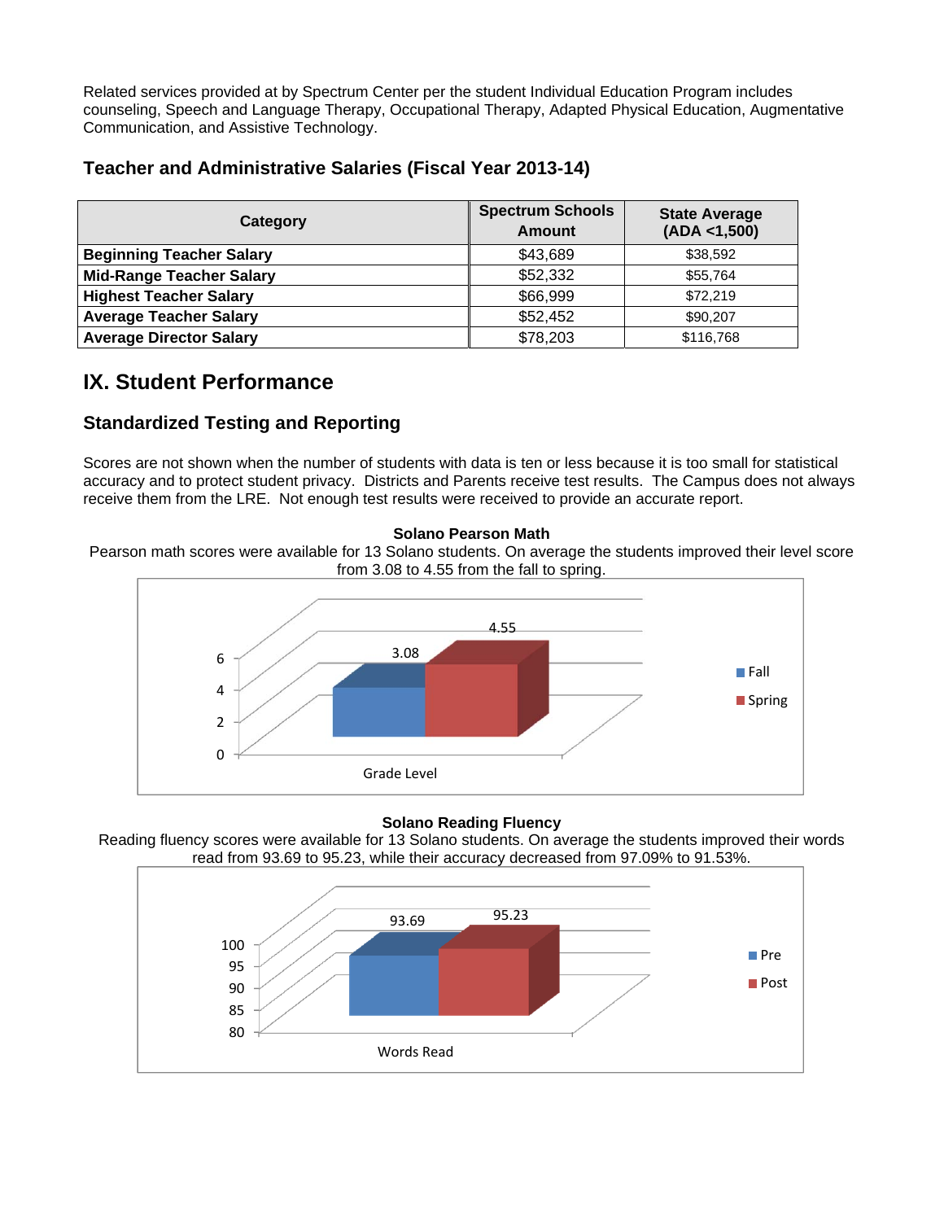Related services provided at by Spectrum Center per the student Individual Education Program includes counseling, Speech and Language Therapy, Occupational Therapy, Adapted Physical Education, Augmentative Communication, and Assistive Technology.

### Teacher and Administrative Salaries (Fiscal Year 2013-14)

| Category | Spectrum Schools Amount | State Average (ADA <1,500) |
|---|---|---|
| **Beginning Teacher Salary** | $43,689 | $38,592 |
| **Mid-Range Teacher Salary** | $52,332 | $55,764 |
| **Highest Teacher Salary** | $66,999 | $72,219 |
| **Average Teacher Salary** | $52,452 | $90,207 |
| **Average Director Salary** | $78,203 | $116,768 |

## IX. Student Performance

### Standardized Testing and Reporting

Scores are not shown when the number of students with data is ten or less because it is too small for statistical accuracy and to protect student privacy. Districts and Parents receive test results. The Campus does not always receive them from the LRE. Not enough test results were received to provide an accurate report.

**Solano Pearson Math**

Pearson math scores were available for 13 Solano students. On average the students improved their level score from 3.08 to 4.55 from the fall to spring.

6
4
2
0
3.08
4.55
Grade Level
Fall
Spring

**Solano Reading Fluency**

Reading fluency scores were available for 13 Solano students. On average the students improved their words read from 93.69 to 95.23, while their accuracy decreased from 97.09% to 91.53%.

100
95
90
85
80
93.69
95.23
Words Read
Pre
Post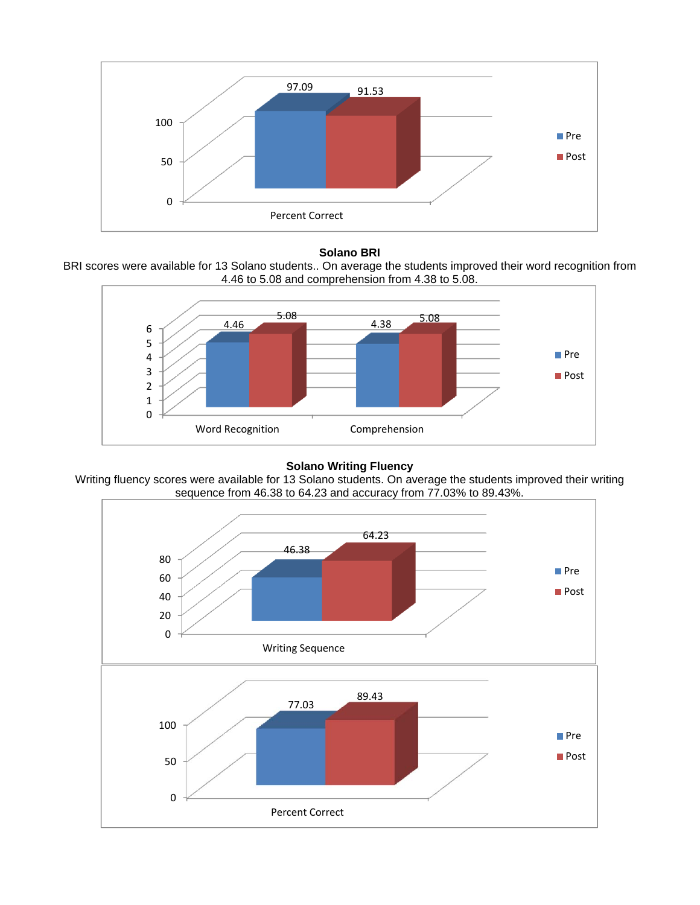| | Pre | Post |
|---|---|---|
| Percent Correct | 97.09 | 91.53 |

**Solano BRI**

BRI scores were available for 13 Solano students.. On average the students improved their word recognition from 4.46 to 5.08 and comprehension from 4.38 to 5.08.

| | Pre | Post |
|---|---|---|
| Word Recognition | 4.46 | 5.08 |
| Comprehension | 4.38 | 5.08 |

**Solano Writing Fluency**

Writing fluency scores were available for 13 Solano students. On average the students improved their writing sequence from 46.38 to 64.23 and accuracy from 77.03% to 89.43%.

| | Pre | Post |
|---|---|---|
| Writing Sequence | 46.38 | 64.23 |

| | Pre | Post |
|---|---|---|
| Percent Correct | 77.03 | 89.43 |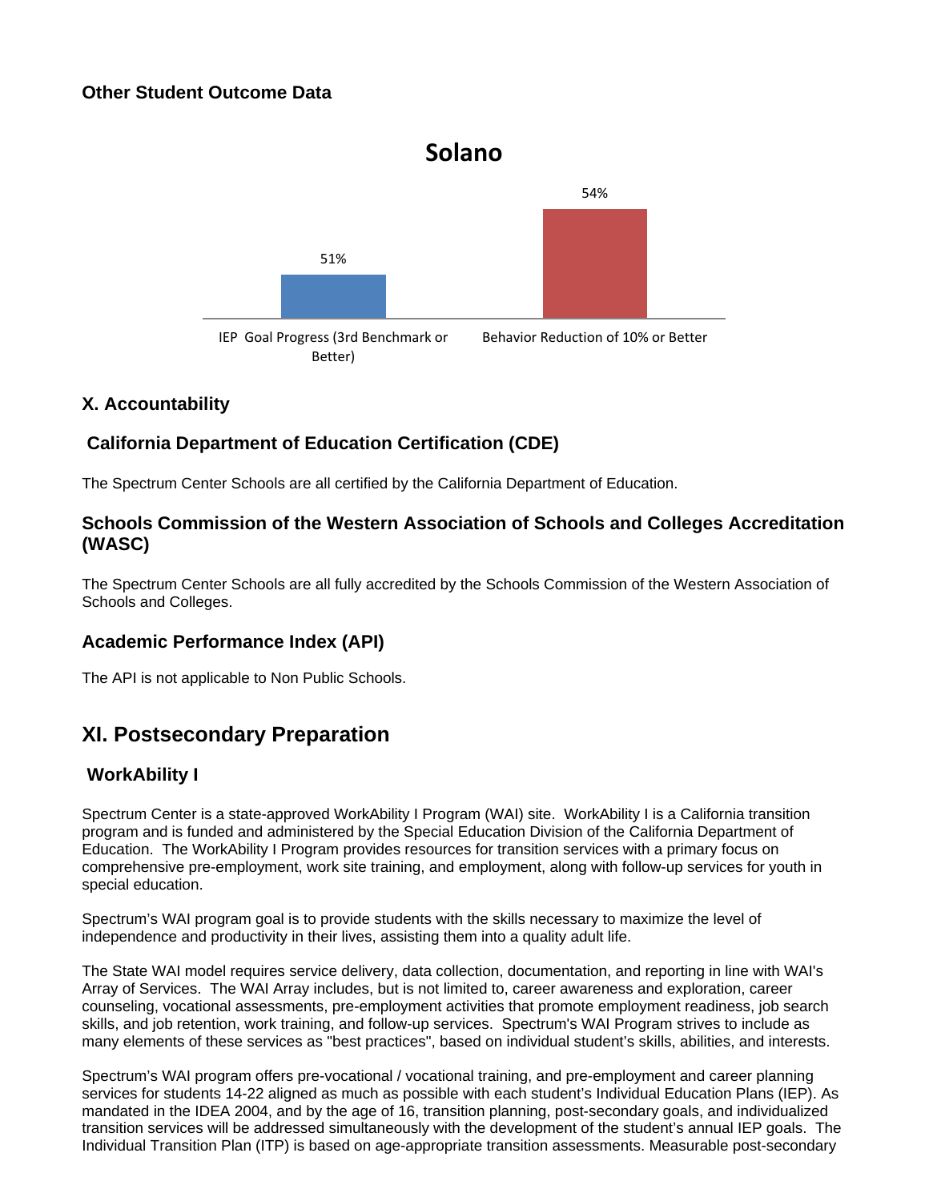### Other Student Outcome Data

Solano

51%

54%

IEP Goal Progress (3rd Benchmark or Better)

Behavior Reduction of 10% or Better

### X. Accountability

### California Department of Education Certification (CDE)

The Spectrum Center Schools are all certified by the California Department of Education.

### Schools Commission of the Western Association of Schools and Colleges Accreditation (WASC)

The Spectrum Center Schools are all fully accredited by the Schools Commission of the Western Association of Schools and Colleges.

### Academic Performance Index (API)

The API is not applicable to Non Public Schools.

## XI. Postsecondary Preparation

### WorkAbility I

Spectrum Center is a state-approved WorkAbility I Program (WAI) site. WorkAbility I is a California transition program and is funded and administered by the Special Education Division of the California Department of Education. The WorkAbility I Program provides resources for transition services with a primary focus on comprehensive pre-employment, work site training, and employment, along with follow-up services for youth in special education.

Spectrum's WAI program goal is to provide students with the skills necessary to maximize the level of independence and productivity in their lives, assisting them into a quality adult life.

The State WAI model requires service delivery, data collection, documentation, and reporting in line with WAI's Array of Services. The WAI Array includes, but is not limited to, career awareness and exploration, career counseling, vocational assessments, pre-employment activities that promote employment readiness, job search skills, and job retention, work training, and follow-up services. Spectrum's WAI Program strives to include as many elements of these services as "best practices", based on individual student's skills, abilities, and interests.

Spectrum's WAI program offers pre-vocational / vocational training, and pre-employment and career planning services for students 14-22 aligned as much as possible with each student's Individual Education Plans (IEP). As mandated in the IDEA 2004, and by the age of 16, transition planning, post-secondary goals, and individualized transition services will be addressed simultaneously with the development of the student's annual IEP goals. The Individual Transition Plan (ITP) is based on age-appropriate transition assessments. Measurable post-secondary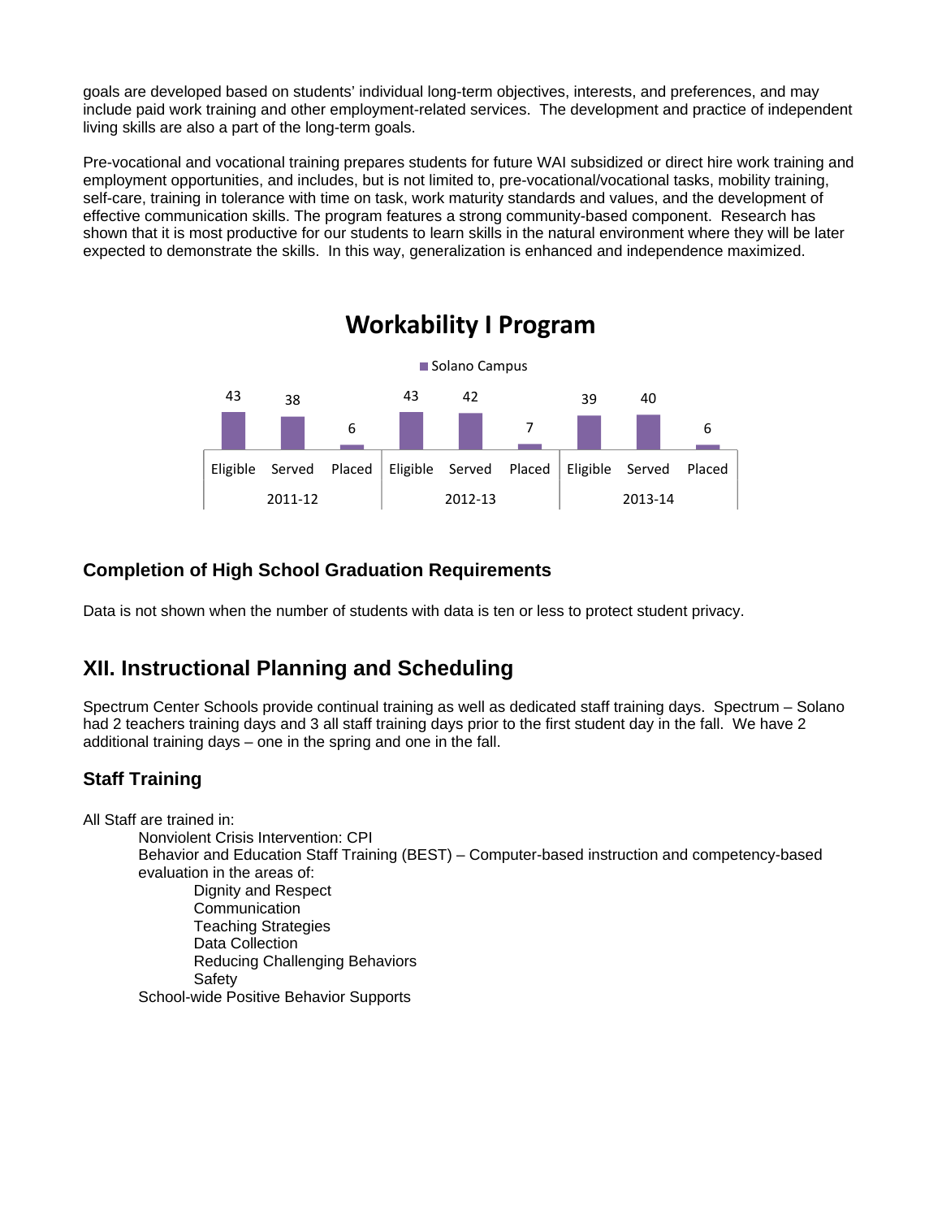goals are developed based on students' individual long-term objectives, interests, and preferences, and may include paid work training and other employment-related services. The development and practice of independent living skills are also a part of the long-term goals.

Pre-vocational and vocational training prepares students for future WAI subsidized or direct hire work training and employment opportunities, and includes, but is not limited to, pre-vocational/vocational tasks, mobility training, self-care, training in tolerance with time on task, work maturity standards and values, and the development of effective communication skills. The program features a strong community-based component. Research has shown that it is most productive for our students to learn skills in the natural environment where they will be later expected to demonstrate the skills. In this way, generalization is enhanced and independence maximized.

Workability I Program

Solano Campus

43 38 6 43 42 7 39 40 6

Eligible Served Placed Eligible Served Placed Eligible Served Placed

2011-12 2012-13 2013-14

### Completion of High School Graduation Requirements

Data is not shown when the number of students with data is ten or less to protect student privacy.

## XII. Instructional Planning and Scheduling

Spectrum Center Schools provide continual training as well as dedicated staff training days. Spectrum – Solano had 2 teachers training days and 3 all staff training days prior to the first student day in the fall. We have 2 additional training days – one in the spring and one in the fall.

### Staff Training

All Staff are trained in:

- Nonviolent Crisis Intervention: CPI
- Behavior and Education Staff Training (BEST) – Computer-based instruction and competency-based evaluation in the areas of:
  - Dignity and Respect
  - Communication
  - Teaching Strategies
  - Data Collection
  - Reducing Challenging Behaviors
  - Safety
- School-wide Positive Behavior Supports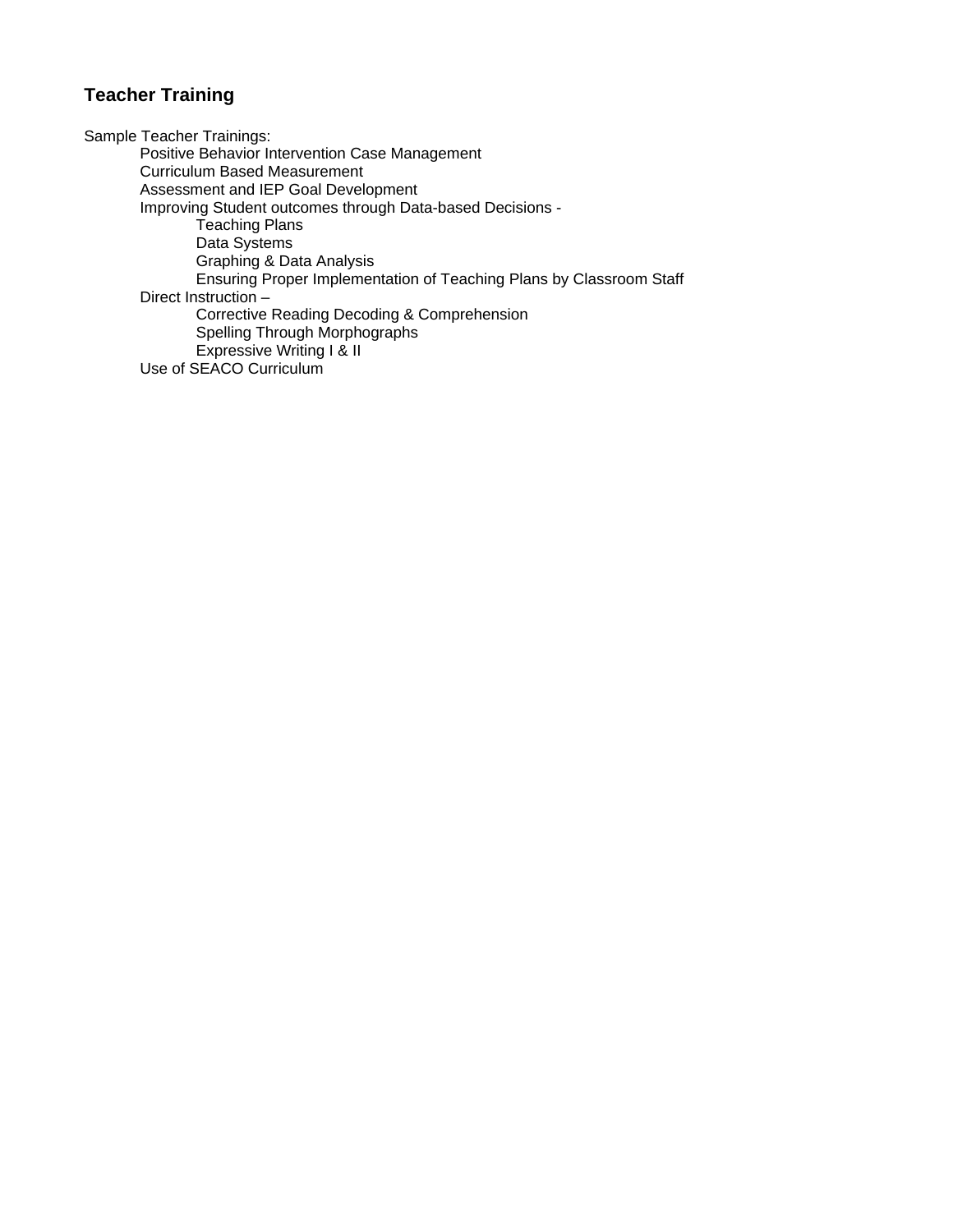## Teacher Training

Sample Teacher Trainings:

- Positive Behavior Intervention Case Management
- Curriculum Based Measurement
- Assessment and IEP Goal Development
- Improving Student outcomes through Data-based Decisions -
  - Teaching Plans
  - Data Systems
  - Graphing & Data Analysis
  - Ensuring Proper Implementation of Teaching Plans by Classroom Staff
- Direct Instruction –
  - Corrective Reading Decoding & Comprehension
  - Spelling Through Morphographs
  - Expressive Writing I & II
- Use of SEACO Curriculum